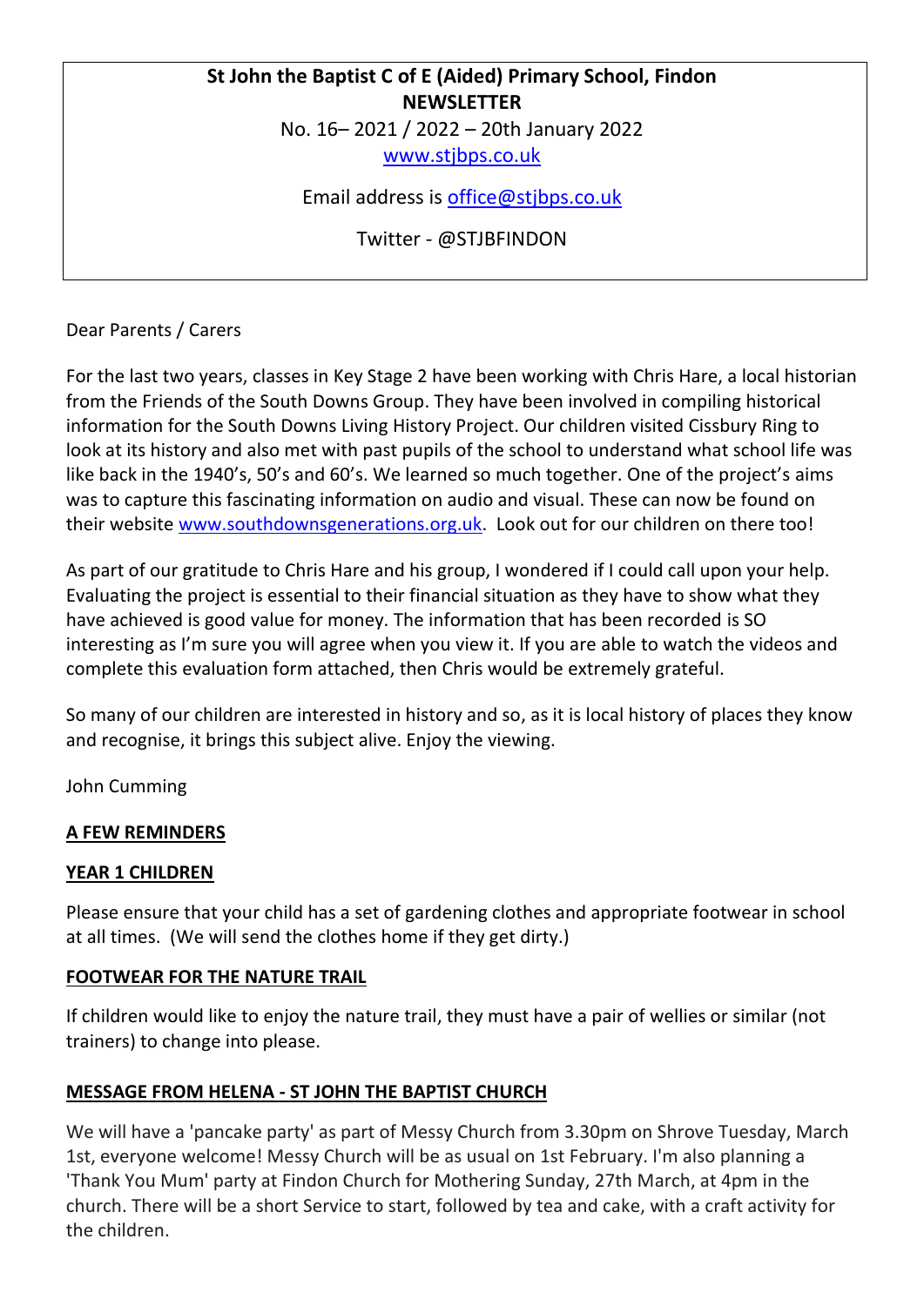**St John the Baptist C of E (Aided) Primary School, Findon**
**NEWSLETTER**

No. 16– 2021 / 2022 – 20th January 2022

www.stjbps.co.uk

Email address is office@stjbps.co.uk

Twitter - @STJBFINDON

Dear Parents / Carers

For the last two years, classes in Key Stage 2 have been working with Chris Hare, a local historian from the Friends of the South Downs Group. They have been involved in compiling historical information for the South Downs Living History Project. Our children visited Cissbury Ring to look at its history and also met with past pupils of the school to understand what school life was like back in the 1940's, 50's and 60's. We learned so much together. One of the project's aims was to capture this fascinating information on audio and visual. These can now be found on their website www.southdownsgenerations.org.uk. Look out for our children on there too!

As part of our gratitude to Chris Hare and his group, I wondered if I could call upon your help. Evaluating the project is essential to their financial situation as they have to show what they have achieved is good value for money. The information that has been recorded is SO interesting as I'm sure you will agree when you view it. If you are able to watch the videos and complete this evaluation form attached, then Chris would be extremely grateful.

So many of our children are interested in history and so, as it is local history of places they know and recognise, it brings this subject alive. Enjoy the viewing.

John Cumming

**A FEW REMINDERS**

**YEAR 1 CHILDREN**

Please ensure that your child has a set of gardening clothes and appropriate footwear in school at all times. (We will send the clothes home if they get dirty.)

**FOOTWEAR FOR THE NATURE TRAIL**

If children would like to enjoy the nature trail, they must have a pair of wellies or similar (not trainers) to change into please.

**MESSAGE FROM HELENA - ST JOHN THE BAPTIST CHURCH**

We will have a 'pancake party' as part of Messy Church from 3.30pm on Shrove Tuesday, March 1st, everyone welcome! Messy Church will be as usual on 1st February. I'm also planning a 'Thank You Mum' party at Findon Church for Mothering Sunday, 27th March, at 4pm in the church. There will be a short Service to start, followed by tea and cake, with a craft activity for the children.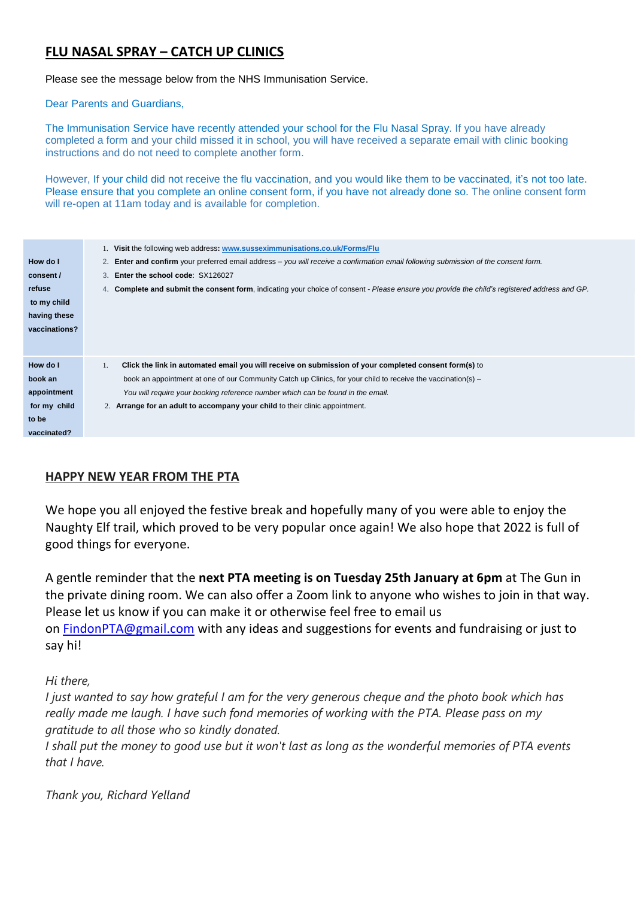## FLU NASAL SPRAY – CATCH UP CLINICS

Please see the message below from the NHS Immunisation Service.

Dear Parents and Guardians,

The Immunisation Service have recently attended your school for the Flu Nasal Spray. If you have already completed a form and your child missed it in school, you will have received a separate email with clinic booking instructions and do not need to complete another form.

However, If your child did not receive the flu vaccination, and you would like them to be vaccinated, it's not too late. Please ensure that you complete an online consent form, if you have not already done so. The online consent form will re-open at 11am today and is available for completion.

| | |
|---|---|
| **How do I consent / refuse to my child having these vaccinations?** | 1. **Visit** the following web address**:** [www.sussexinmmunisations.co.uk/Forms/Flu](www.sussexinmmunisations.co.uk/Forms/Flu)<br>2. **Enter and confirm** your preferred email address – *you will receive a confirmation email following submission of the consent form.*<br>3. **Enter the school code**: SX126027<br>4. **Complete and submit the consent form**, indicating your choice of consent - *Please ensure you provide the child's registered address and GP.* |
| **How do I book an appointment for my child to be vaccinated?** | 1. **Click the link in automated email you will receive on submission of your completed consent form(s)** to book an appointment at one of our Community Catch up Clinics, for your child to receive the vaccination(s) – *You will require your booking reference number which can be found in the email.*<br>2. **Arrange for an adult to accompany your child** to their clinic appointment. |

## HAPPY NEW YEAR FROM THE PTA

We hope you all enjoyed the festive break and hopefully many of you were able to enjoy the Naughty Elf trail, which proved to be very popular once again! We also hope that 2022 is full of good things for everyone.

A gentle reminder that the **next PTA meeting is on Tuesday 25th January at 6pm** at The Gun in the private dining room. We can also offer a Zoom link to anyone who wishes to join in that way. Please let us know if you can make it or otherwise feel free to email us on [FindonPTA@gmail.com](mailto:FindonPTA@gmail.com) with any ideas and suggestions for events and fundraising or just to say hi!

*Hi there,*
*I just wanted to say how grateful I am for the very generous cheque and the photo book which has really made me laugh. I have such fond memories of working with the PTA. Please pass on my gratitude to all those who so kindly donated.*
*I shall put the money to good use but it won't last as long as the wonderful memories of PTA events that I have.*

*Thank you, Richard Yelland*